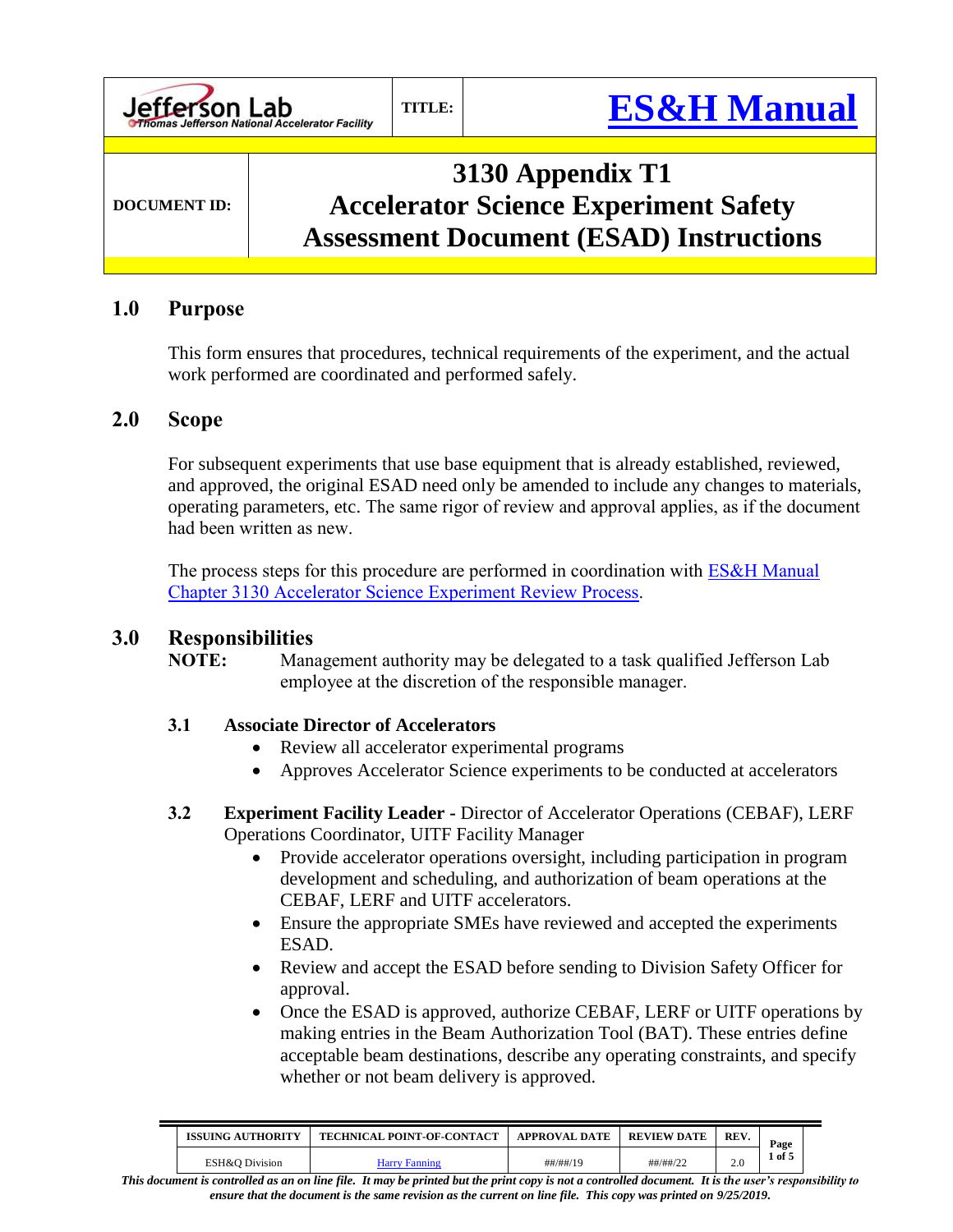| Jefferson Lab Thomas Jefferson National Accelerator Facility | TITLE: | ES&H Manual |
|---|---|---|

| DOCUMENT ID: | 3130 Appendix T1 Accelerator Science Experiment Safety Assessment Document (ESAD) Instructions |
|---|---|

## 1.0 Purpose

This form ensures that procedures, technical requirements of the experiment, and the actual work performed are coordinated and performed safely.

## 2.0 Scope

For subsequent experiments that use base equipment that is already established, reviewed, and approved, the original ESAD need only be amended to include any changes to materials, operating parameters, etc. The same rigor of review and approval applies, as if the document had been written as new.

The process steps for this procedure are performed in coordination with ES&H Manual Chapter 3130 Accelerator Science Experiment Review Process.

## 3.0 Responsibilities

**NOTE:** Management authority may be delegated to a task qualified Jefferson Lab employee at the discretion of the responsible manager.

### 3.1 Associate Director of Accelerators

- Review all accelerator experimental programs
- Approves Accelerator Science experiments to be conducted at accelerators

### 3.2 Experiment Facility Leader - Director of Accelerator Operations (CEBAF), LERF Operations Coordinator, UITF Facility Manager

- Provide accelerator operations oversight, including participation in program development and scheduling, and authorization of beam operations at the CEBAF, LERF and UITF accelerators.
- Ensure the appropriate SMEs have reviewed and accepted the experiments ESAD.
- Review and accept the ESAD before sending to Division Safety Officer for approval.
- Once the ESAD is approved, authorize CEBAF, LERF or UITF operations by making entries in the Beam Authorization Tool (BAT). These entries define acceptable beam destinations, describe any operating constraints, and specify whether or not beam delivery is approved.

| ISSUING AUTHORITY | TECHNICAL POINT-OF-CONTACT | APPROVAL DATE | REVIEW DATE | REV. |
|---|---|---|---|---|
| ESH&Q Division | Harry Fanning | ##/##/19 | ##/##/22 | 2.0 |

*This document is controlled as an on line file. It may be printed but the print copy is not a controlled document. It is the user's responsibility to ensure that the document is the same revision as the current on line file. This copy was printed on 9/25/2019.*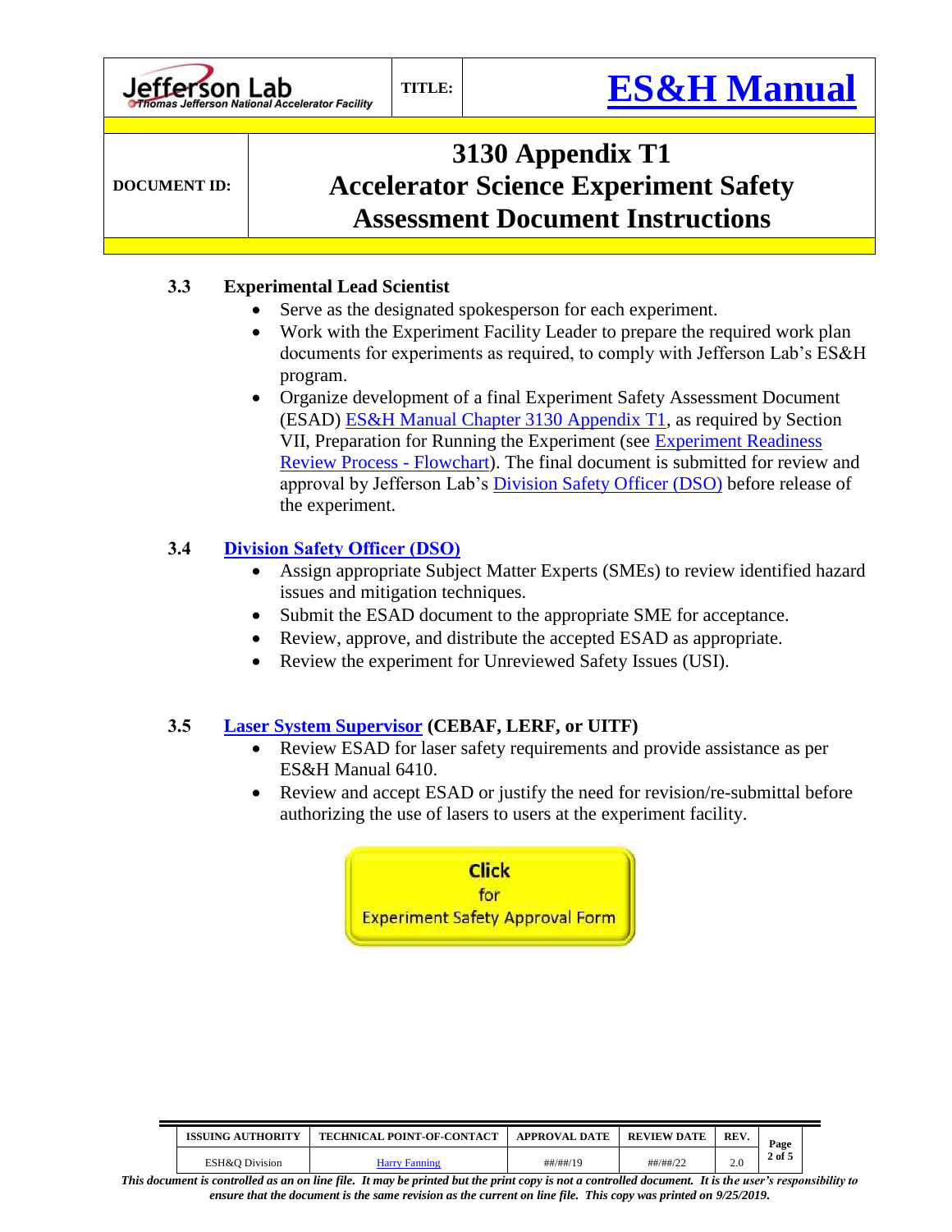### 3.3 Experimental Lead Scientist

- Serve as the designated spokesperson for each experiment.
- Work with the Experiment Facility Leader to prepare the required work plan documents for experiments as required, to comply with Jefferson Lab's ES&H program.
- Organize development of a final Experiment Safety Assessment Document (ESAD) ES&H Manual Chapter 3130 Appendix T1, as required by Section VII, Preparation for Running the Experiment (see Experiment Readiness Review Process - Flowchart). The final document is submitted for review and approval by Jefferson Lab's Division Safety Officer (DSO) before release of the experiment.

### 3.4 Division Safety Officer (DSO)

- Assign appropriate Subject Matter Experts (SMEs) to review identified hazard issues and mitigation techniques.
- Submit the ESAD document to the appropriate SME for acceptance.
- Review, approve, and distribute the accepted ESAD as appropriate.
- Review the experiment for Unreviewed Safety Issues (USI).

### 3.5 Laser System Supervisor (CEBAF, LERF, or UITF)

- Review ESAD for laser safety requirements and provide assistance as per ES&H Manual 6410.
- Review and accept ESAD or justify the need for revision/re-submittal before authorizing the use of lasers to users at the experiment facility.

**Click for Experiment Safety Approval Form**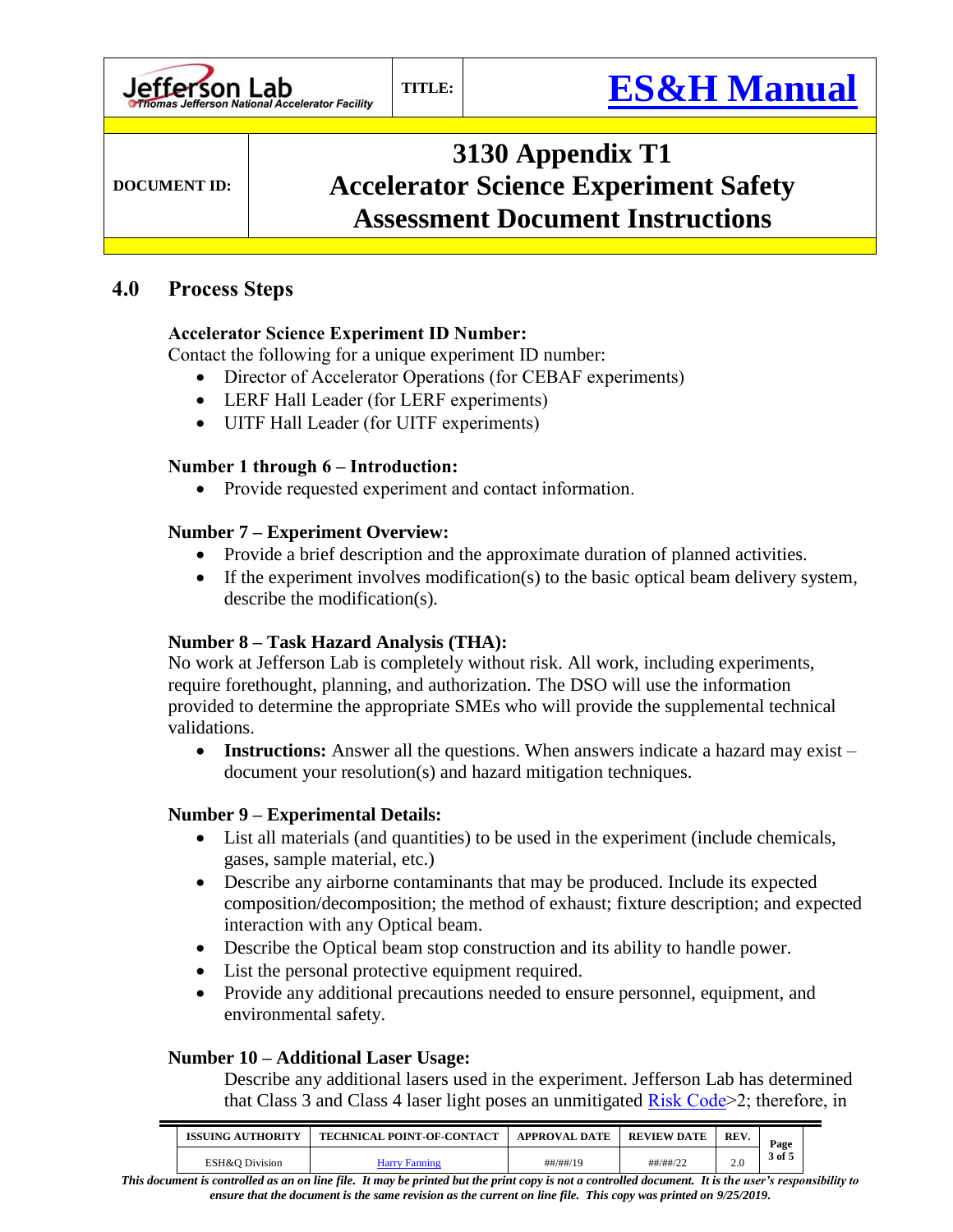## 4.0 Process Steps

**Accelerator Science Experiment ID Number:**
Contact the following for a unique experiment ID number:

- Director of Accelerator Operations (for CEBAF experiments)
- LERF Hall Leader (for LERF experiments)
- UITF Hall Leader (for UITF experiments)

**Number 1 through 6 – Introduction:**

- Provide requested experiment and contact information.

**Number 7 – Experiment Overview:**

- Provide a brief description and the approximate duration of planned activities.
- If the experiment involves modification(s) to the basic optical beam delivery system, describe the modification(s).

**Number 8 – Task Hazard Analysis (THA):**
No work at Jefferson Lab is completely without risk. All work, including experiments, require forethought, planning, and authorization. The DSO will use the information provided to determine the appropriate SMEs who will provide the supplemental technical validations.

- **Instructions:** Answer all the questions. When answers indicate a hazard may exist – document your resolution(s) and hazard mitigation techniques.

**Number 9 – Experimental Details:**

- List all materials (and quantities) to be used in the experiment (include chemicals, gases, sample material, etc.)
- Describe any airborne contaminants that may be produced. Include its expected composition/decomposition; the method of exhaust; fixture description; and expected interaction with any Optical beam.
- Describe the Optical beam stop construction and its ability to handle power.
- List the personal protective equipment required.
- Provide any additional precautions needed to ensure personnel, equipment, and environmental safety.

**Number 10 – Additional Laser Usage:**

Describe any additional lasers used in the experiment. Jefferson Lab has determined that Class 3 and Class 4 laser light poses an unmitigated Risk Code>2; therefore, in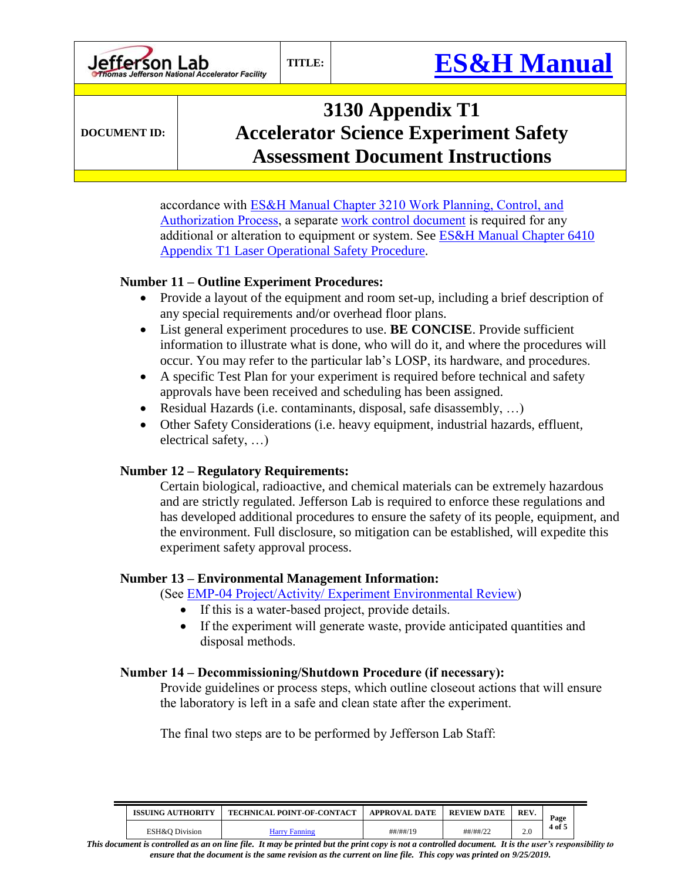accordance with ES&H Manual Chapter 3210 Work Planning, Control, and Authorization Process, a separate work control document is required for any additional or alteration to equipment or system. See ES&H Manual Chapter 6410 Appendix T1 Laser Operational Safety Procedure.

### Number 11 – Outline Experiment Procedures:

- Provide a layout of the equipment and room set-up, including a brief description of any special requirements and/or overhead floor plans.
- List general experiment procedures to use. **BE CONCISE**. Provide sufficient information to illustrate what is done, who will do it, and where the procedures will occur. You may refer to the particular lab's LOSP, its hardware, and procedures.
- A specific Test Plan for your experiment is required before technical and safety approvals have been received and scheduling has been assigned.
- Residual Hazards (i.e. contaminants, disposal, safe disassembly, …)
- Other Safety Considerations (i.e. heavy equipment, industrial hazards, effluent, electrical safety, …)

### Number 12 – Regulatory Requirements:

Certain biological, radioactive, and chemical materials can be extremely hazardous and are strictly regulated. Jefferson Lab is required to enforce these regulations and has developed additional procedures to ensure the safety of its people, equipment, and the environment. Full disclosure, so mitigation can be established, will expedite this experiment safety approval process.

### Number 13 – Environmental Management Information:

(See EMP-04 Project/Activity/ Experiment Environmental Review)

- If this is a water-based project, provide details.
- If the experiment will generate waste, provide anticipated quantities and disposal methods.

### Number 14 – Decommissioning/Shutdown Procedure (if necessary):

Provide guidelines or process steps, which outline closeout actions that will ensure the laboratory is left in a safe and clean state after the experiment.

The final two steps are to be performed by Jefferson Lab Staff: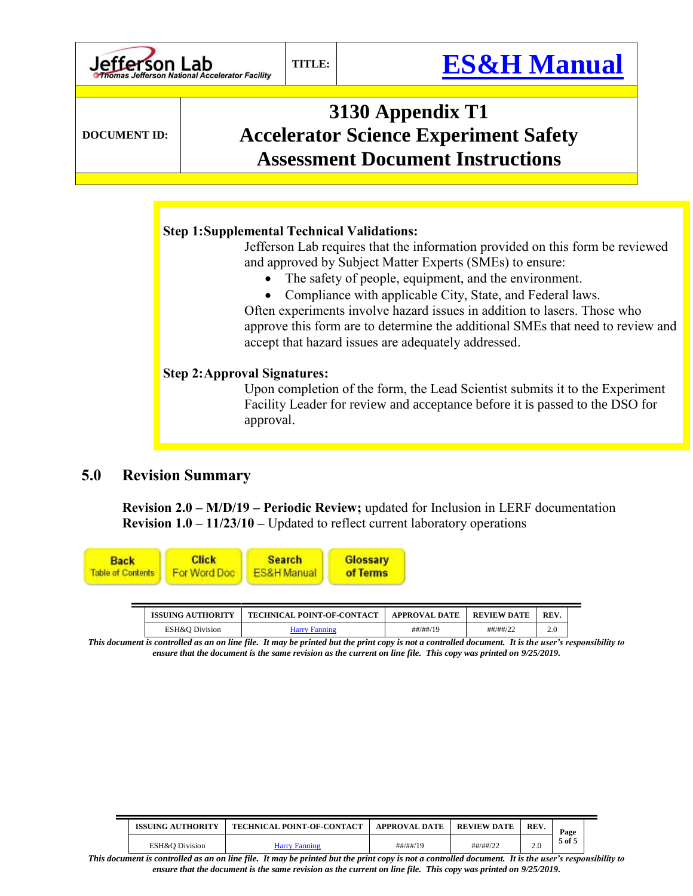**Step 1: Supplemental Technical Validations:**

Jefferson Lab requires that the information provided on this form be reviewed and approved by Subject Matter Experts (SMEs) to ensure:

- The safety of people, equipment, and the environment.
- Compliance with applicable City, State, and Federal laws.

Often experiments involve hazard issues in addition to lasers. Those who approve this form are to determine the additional SMEs that need to review and accept that hazard issues are adequately addressed.

**Step 2: Approval Signatures:**

Upon completion of the form, the Lead Scientist submits it to the Experiment Facility Leader for review and acceptance before it is passed to the DSO for approval.

## 5.0 Revision Summary

**Revision 2.0 – M/D/19 – Periodic Review;** updated for Inclusion in LERF documentation
**Revision 1.0 – 11/23/10 –** Updated to reflect current laboratory operations

Back Table of Contents | Click For Word Doc | Search ES&H Manual | Glossary of Terms

| ISSUING AUTHORITY | TECHNICAL POINT-OF-CONTACT | APPROVAL DATE | REVIEW DATE | REV. |
|---|---|---|---|---|
| ESH&Q Division | Harry Fanning | ##/##/19 | ##/##/22 | 2.0 |

*This document is controlled as an on line file. It may be printed but the print copy is not a controlled document. It is the user's responsibility to ensure that the document is the same revision as the current on line file. This copy was printed on 9/25/2019.*